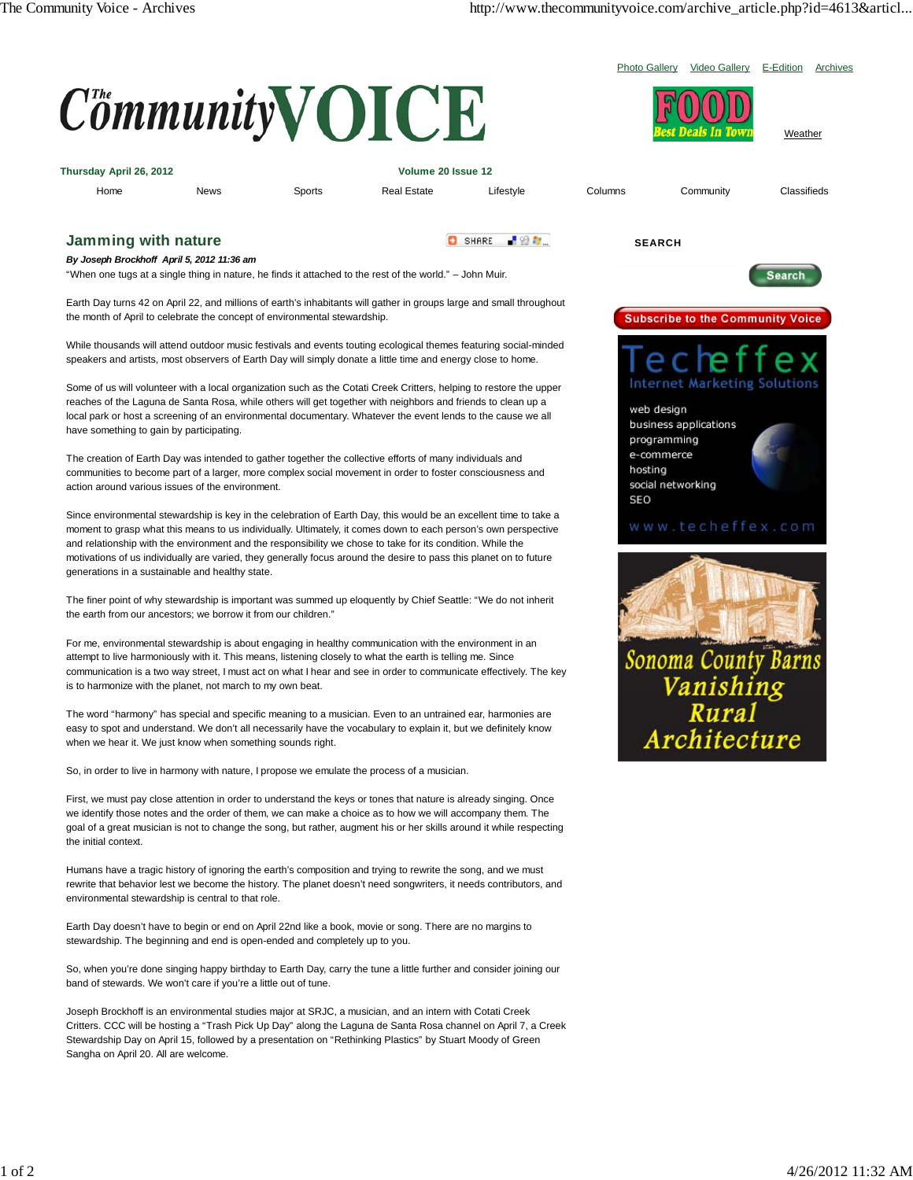# Jamming with nature

***By Joseph Brockhoff  April 5, 2012 11:36 am***

"When one tugs at a single thing in nature, he finds it attached to the rest of the world." – John Muir.

Earth Day turns 42 on April 22, and millions of earth's inhabitants will gather in groups large and small throughout the month of April to celebrate the concept of environmental stewardship.

While thousands will attend outdoor music festivals and events touting ecological themes featuring social-minded speakers and artists, most observers of Earth Day will simply donate a little time and energy close to home.

Some of us will volunteer with a local organization such as the Cotati Creek Critters, helping to restore the upper reaches of the Laguna de Santa Rosa, while others will get together with neighbors and friends to clean up a local park or host a screening of an environmental documentary. Whatever the event lends to the cause we all have something to gain by participating.

The creation of Earth Day was intended to gather together the collective efforts of many individuals and communities to become part of a larger, more complex social movement in order to foster consciousness and action around various issues of the environment.

Since environmental stewardship is key in the celebration of Earth Day, this would be an excellent time to take a moment to grasp what this means to us individually. Ultimately, it comes down to each person's own perspective and relationship with the environment and the responsibility we chose to take for its condition. While the motivations of us individually are varied, they generally focus around the desire to pass this planet on to future generations in a sustainable and healthy state.

The finer point of why stewardship is important was summed up eloquently by Chief Seattle: "We do not inherit the earth from our ancestors; we borrow it from our children."

For me, environmental stewardship is about engaging in healthy communication with the environment in an attempt to live harmoniously with it. This means, listening closely to what the earth is telling me. Since communication is a two way street, I must act on what I hear and see in order to communicate effectively. The key is to harmonize with the planet, not march to my own beat.

The word "harmony" has special and specific meaning to a musician. Even to an untrained ear, harmonies are easy to spot and understand. We don't all necessarily have the vocabulary to explain it, but we definitely know when we hear it. We just know when something sounds right.

So, in order to live in harmony with nature, I propose we emulate the process of a musician.

First, we must pay close attention in order to understand the keys or tones that nature is already singing. Once we identify those notes and the order of them, we can make a choice as to how we will accompany them. The goal of a great musician is not to change the song, but rather, augment his or her skills around it while respecting the initial context.

Humans have a tragic history of ignoring the earth's composition and trying to rewrite the song, and we must rewrite that behavior lest we become the history. The planet doesn't need songwriters, it needs contributors, and environmental stewardship is central to that role.

Earth Day doesn't have to begin or end on April 22nd like a book, movie or song. There are no margins to stewardship. The beginning and end is open-ended and completely up to you.

So, when you're done singing happy birthday to Earth Day, carry the tune a little further and consider joining our band of stewards. We won't care if you're a little out of tune.

Joseph Brockhoff is an environmental studies major at SRJC, a musician, and an intern with Cotati Creek Critters. CCC will be hosting a "Trash Pick Up Day" along the Laguna de Santa Rosa channel on April 7, a Creek Stewardship Day on April 15, followed by a presentation on "Rethinking Plastics" by Stuart Moody of Green Sangha on April 20. All are welcome.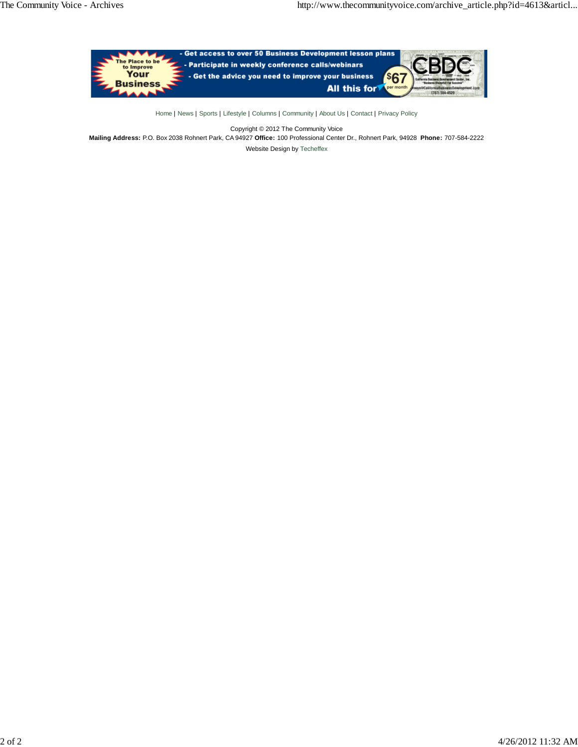- Get access to over 50 Business Development lesson plans
- Participate in weekly conference calls/webinars
- Get the advice you need to improve your business

The Place to be to Improve Your Business

All this for $67 per month

CBDC

Home | News | Sports | Lifestyle | Columns | Community | About Us | Contact | Privacy Policy

Copyright © 2012 The Community Voice

**Mailing Address:** P.O. Box 2038 Rohnert Park, CA 94927 **Office:** 100 Professional Center Dr., Rohnert Park, 94928 **Phone:** 707-584-2222

Website Design by Techeffex